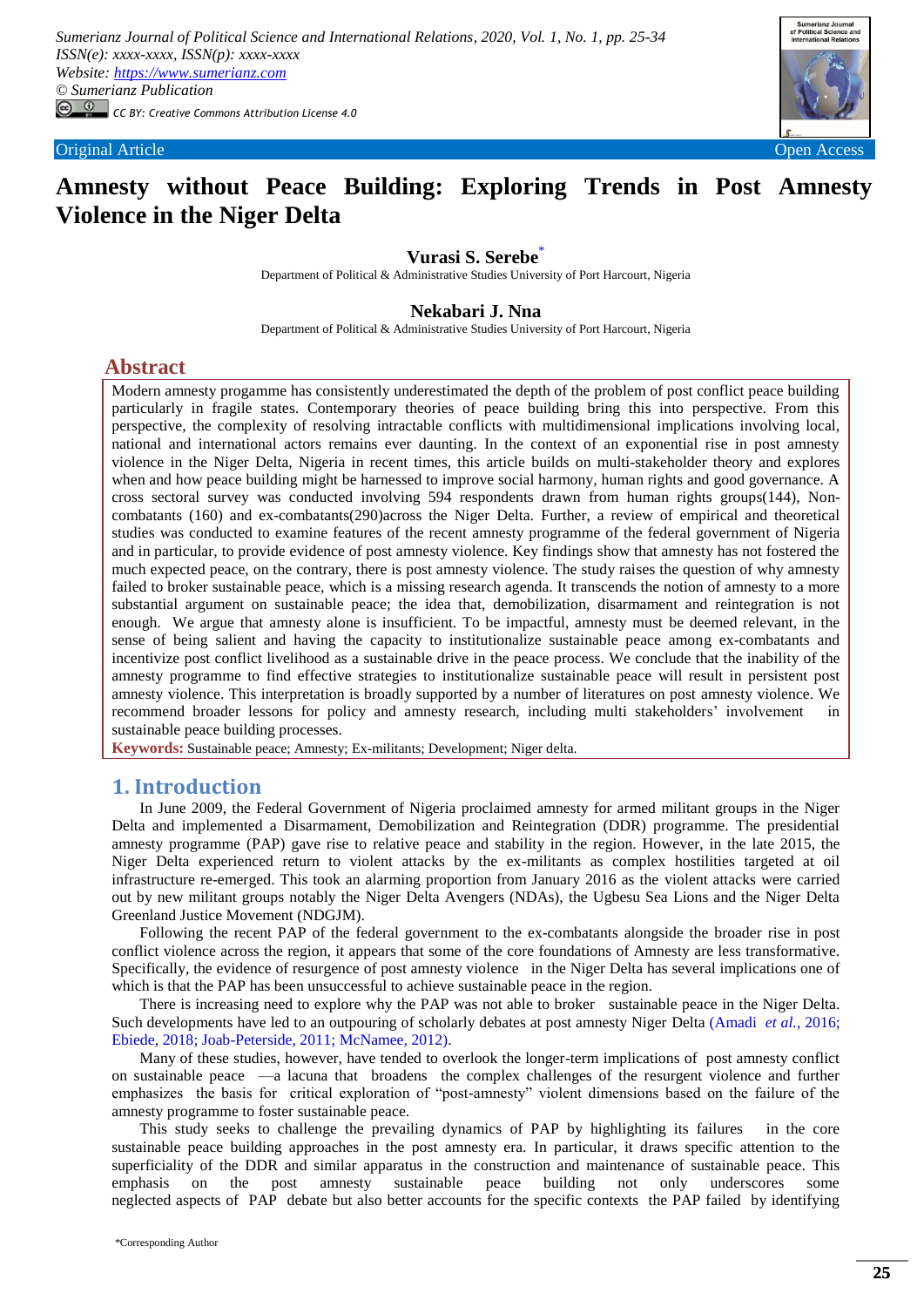Original Article | Open Access

# Amnesty without Peace Building: Exploring Trends in Post Amnesty Violence in the Niger Delta

**Vurasi S. Serebe***

Department of Political & Administrative Studies University of Port Harcourt, Nigeria

**Nekabari J. Nna**

Department of Political & Administrative Studies University of Port Harcourt, Nigeria

## Abstract

Modern amnesty progamme has consistently underestimated the depth of the problem of post conflict peace building particularly in fragile states. Contemporary theories of peace building bring this into perspective. From this perspective, the complexity of resolving intractable conflicts with multidimensional implications involving local, national and international actors remains ever daunting. In the context of an exponential rise in post amnesty violence in the Niger Delta, Nigeria in recent times, this article builds on multi-stakeholder theory and explores when and how peace building might be harnessed to improve social harmony, human rights and good governance. A cross sectoral survey was conducted involving 594 respondents drawn from human rights groups(144), Non-combatants (160) and ex-combatants(290)across the Niger Delta. Further, a review of empirical and theoretical studies was conducted to examine features of the recent amnesty programme of the federal government of Nigeria and in particular, to provide evidence of post amnesty violence. Key findings show that amnesty has not fostered the much expected peace, on the contrary, there is post amnesty violence. The study raises the question of why amnesty failed to broker sustainable peace, which is a missing research agenda. It transcends the notion of amnesty to a more substantial argument on sustainable peace; the idea that, demobilization, disarmament and reintegration is not enough. We argue that amnesty alone is insufficient. To be impactful, amnesty must be deemed relevant, in the sense of being salient and having the capacity to institutionalize sustainable peace among ex-combatants and incentivize post conflict livelihood as a sustainable drive in the peace process. We conclude that the inability of the amnesty programme to find effective strategies to institutionalize sustainable peace will result in persistent post amnesty violence. This interpretation is broadly supported by a number of literatures on post amnesty violence. We recommend broader lessons for policy and amnesty research, including multi stakeholders' involvement in sustainable peace building processes.

**Keywords:** Sustainable peace; Amnesty; Ex-militants; Development; Niger delta.

## 1. Introduction

In June 2009, the Federal Government of Nigeria proclaimed amnesty for armed militant groups in the Niger Delta and implemented a Disarmament, Demobilization and Reintegration (DDR) programme. The presidential amnesty programme (PAP) gave rise to relative peace and stability in the region. However, in the late 2015, the Niger Delta experienced violent return to violent attacks by the ex-militants as complex hostilities targeted at oil infrastructure re-emerged. This took an alarming proportion from January 2016 as the violent attacks were carried out by new militant groups notably the Niger Delta Avengers (NDAs), the Ugbesu Sea Lions and the Niger Delta Greenland Justice Movement (NDGJM).

Following the recent PAP of the federal government to the ex-combatants alongside the broader rise in post conflict violence across the region, it appears that some of the core foundations of Amnesty are less transformative. Specifically, the evidence of resurgence of post amnesty violence in the Niger Delta has several implications one of which is that the PAP has been unsuccessful to achieve sustainable peace in the region.

There is increasing need to explore why the PAP was not able to broker sustainable peace in the Niger Delta. Such developments have led to an outpouring of scholarly debates at post amnesty Niger Delta (Amadi *et al.*, 2016; Ebiede, 2018; Joab-Peterside, 2011; McNamee, 2012).

Many of these studies, however, have tended to overlook the longer-term implications of post amnesty conflict on sustainable peace —a lacuna that broadens the complex challenges of the resurgent violence and further emphasizes the basis for critical exploration of "post-amnesty" violent dimensions based on the failure of the amnesty programme to foster sustainable peace.

This study seeks to challenge the prevailing dynamics of PAP by highlighting its failures in the core sustainable peace building approaches in the post amnesty era. In particular, it draws specific attention to the superficiality of the DDR and similar apparatus in the construction and maintenance of sustainable peace. This emphasis on the post amnesty sustainable peace building not only underscores some neglected aspects of PAP debate but also better accounts for the specific contexts the PAP failed by identifying

*Corresponding Author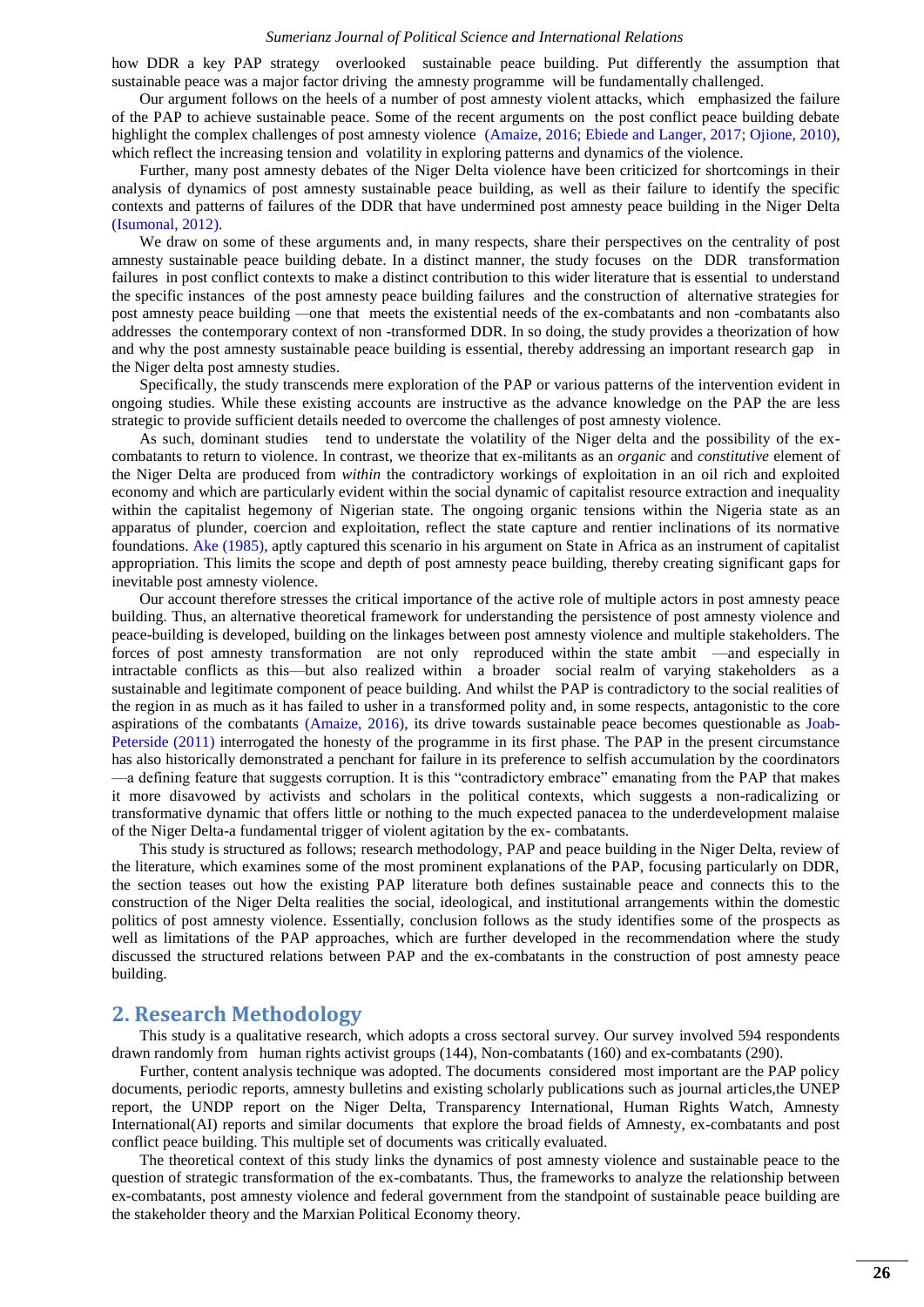how DDR a key PAP strategy overlooked sustainable peace building. Put differently the assumption that sustainable peace was a major factor driving the amnesty programme will be fundamentally challenged.

Our argument follows on the heels of a number of post amnesty violent attacks, which emphasized the failure of the PAP to achieve sustainable peace. Some of the recent arguments on the post conflict peace building debate highlight the complex challenges of post amnesty violence (Amaize, 2016; Ebiede and Langer, 2017; Ojione, 2010), which reflect the increasing tension and volatility in exploring patterns and dynamics of the violence.

Further, many post amnesty debates of the Niger Delta violence have been criticized for shortcomings in their analysis of dynamics of post amnesty sustainable peace building, as well as their failure to identify the specific contexts and patterns of failures of the DDR that have undermined post amnesty peace building in the Niger Delta (Isumonal, 2012).

We draw on some of these arguments and, in many respects, share their perspectives on the centrality of post amnesty sustainable peace building debate. In a distinct manner, the study focuses on the DDR transformation failures in post conflict contexts to make a distinct contribution to this wider literature that is essential to understand the specific instances of the post amnesty peace building failures and the construction of alternative strategies for post amnesty peace building —one that meets the existential needs of the ex-combatants and non -combatants also addresses the contemporary context of non -transformed DDR. In so doing, the study provides a theorization of how and why the post amnesty sustainable peace building is essential, thereby addressing an important research gap in the Niger delta post amnesty studies.

Specifically, the study transcends mere exploration of the PAP or various patterns of the intervention evident in ongoing studies. While these existing accounts are instructive as the advance knowledge on the PAP the are less strategic to provide sufficient details needed to overcome the challenges of post amnesty violence.

As such, dominant studies tend to understate the volatility of the Niger delta and the possibility of the ex-combatants to return to violence. In contrast, we theorize that ex-militants as an *organic* and *constitutive* element of the Niger Delta are produced from *within* the contradictory workings of exploitation in an oil rich and exploited economy and which are particularly evident within the social dynamic of capitalist resource extraction and inequality within the capitalist hegemony of Nigerian state. The ongoing organic tensions within the Nigeria state as an apparatus of plunder, coercion and exploitation, reflect the state capture and rentier inclinations of its normative foundations. Ake (1985), aptly captured this scenario in his argument on State in Africa as an instrument of capitalist appropriation. This limits the scope and depth of post amnesty peace building, thereby creating significant gaps for inevitable post amnesty violence.

Our account therefore stresses the critical importance of the active role of multiple actors in post amnesty peace building. Thus, an alternative theoretical framework for understanding the persistence of post amnesty violence and peace-building is developed, building on the linkages between post amnesty violence and multiple stakeholders. The forces of post amnesty transformation are not only reproduced within the state ambit —and especially in intractable conflicts as this—but also realized within a broader social realm of varying stakeholders as a sustainable and legitimate component of peace building. And whilst the PAP is contradictory to the social realities of the region in as much as it has failed to usher in a transformed polity and, in some respects, antagonistic to the core aspirations of the combatants (Amaize, 2016), its drive towards sustainable peace becomes questionable as Joab-Peterside (2011) interrogated the honesty of the programme in its first phase. The PAP in the present circumstance has also historically demonstrated a penchant for failure in its preference to selfish accumulation by the coordinators —a defining feature that suggests corruption. It is this "contradictory embrace" emanating from the PAP that makes it more disavowed by activists and scholars in the political contexts, which suggests a non-radicalizing or transformative dynamic that offers little or nothing to the much expected panacea to the underdevelopment malaise of the Niger Delta-a fundamental trigger of violent agitation by the ex- combatants.

This study is structured as follows; research methodology, PAP and peace building in the Niger Delta, review of the literature, which examines some of the most prominent explanations of the PAP, focusing particularly on DDR, the section teases out how the existing PAP literature both defines sustainable peace and connects this to the construction of the Niger Delta realities the social, ideological, and institutional arrangements within the domestic politics of post amnesty violence. Essentially, conclusion follows as the study identifies some of the prospects as well as limitations of the PAP approaches, which are further developed in the recommendation where the study discussed the structured relations between PAP and the ex-combatants in the construction of post amnesty peace building.

## 2. Research Methodology

This study is a qualitative research, which adopts a cross sectoral survey. Our survey involved 594 respondents drawn randomly from human rights activist groups (144), Non-combatants (160) and ex-combatants (290).

Further, content analysis technique was adopted. The documents considered most important are the PAP policy documents, periodic reports, amnesty bulletins and existing scholarly publications such as journal articles,the UNEP report, the UNDP report on the Niger Delta, Transparency International, Human Rights Watch, Amnesty International(AI) reports and similar documents that explore the broad fields of Amnesty, ex-combatants and post conflict peace building. This multiple set of documents was critically evaluated.

The theoretical context of this study links the dynamics of post amnesty violence and sustainable peace to the question of strategic transformation of the ex-combatants. Thus, the frameworks to analyze the relationship between ex-combatants, post amnesty violence and federal government from the standpoint of sustainable peace building are the stakeholder theory and the Marxian Political Economy theory.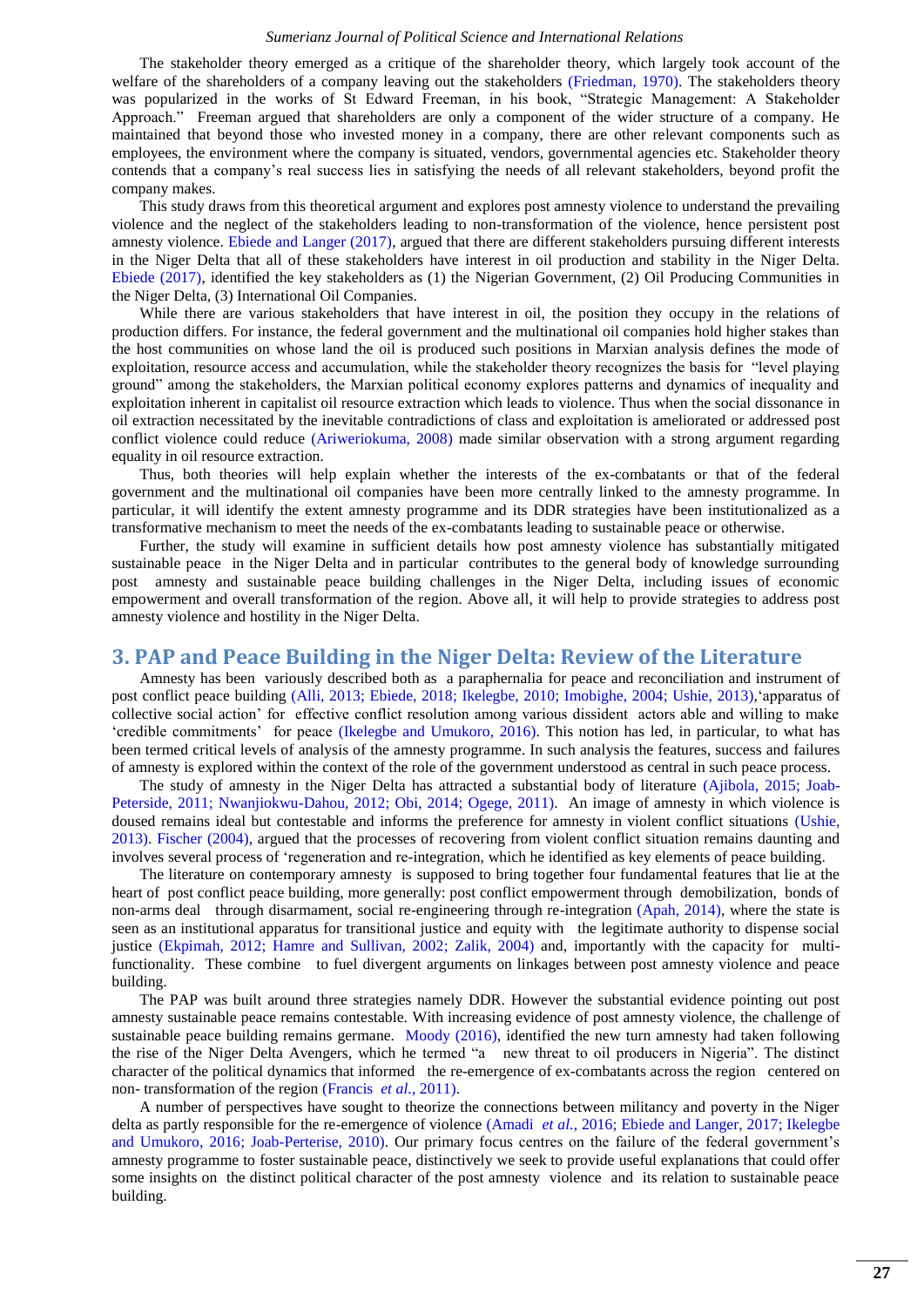The stakeholder theory emerged as a critique of the shareholder theory, which largely took account of the welfare of the shareholders of a company leaving out the stakeholders (Friedman, 1970). The stakeholders theory was popularized in the works of St Edward Freeman, in his book, "Strategic Management: A Stakeholder Approach." Freeman argued that shareholders are only a component of the wider structure of a company. He maintained that beyond those who invested money in a company, there are other relevant components such as employees, the environment where the company is situated, vendors, governmental agencies etc. Stakeholder theory contends that a company's real success lies in satisfying the needs of all relevant stakeholders, beyond profit the company makes.

This study draws from this theoretical argument and explores post amnesty violence to understand the prevailing violence and the neglect of the stakeholders leading to non-transformation of the violence, hence persistent post amnesty violence. Ebiede and Langer (2017), argued that there are different stakeholders pursuing different interests in the Niger Delta that all of these stakeholders have interest in oil production and stability in the Niger Delta. Ebiede (2017), identified the key stakeholders as (1) the Nigerian Government, (2) Oil Producing Communities in the Niger Delta, (3) International Oil Companies.

While there are various stakeholders that have interest in oil, the position they occupy in the relations of production differs. For instance, the federal government and the multinational oil companies hold higher stakes than the host communities on whose land the oil is produced such positions in Marxian analysis defines the mode of exploitation, resource access and accumulation, while the stakeholder theory recognizes the basis for "level playing ground" among the stakeholders, the Marxian political economy explores patterns and dynamics of inequality and exploitation inherent in capitalist oil resource extraction which leads to violence. Thus when the social dissonance in oil extraction necessitated by the inevitable contradictions of class and exploitation is ameliorated or addressed post conflict violence could reduce (Ariweriokuma, 2008) made similar observation with a strong argument regarding equality in oil resource extraction.

Thus, both theories will help explain whether the interests of the ex-combatants or that of the federal government and the multinational oil companies have been more centrally linked to the amnesty programme. In particular, it will identify the extent amnesty programme and its DDR strategies have been institutionalized as a transformative mechanism to meet the needs of the ex-combatants leading to sustainable peace or otherwise.

Further, the study will examine in sufficient details how post amnesty violence has substantially mitigated sustainable peace in the Niger Delta and in particular contributes to the general body of knowledge surrounding post amnesty and sustainable peace building challenges in the Niger Delta, including issues of economic empowerment and overall transformation of the region. Above all, it will help to provide strategies to address post amnesty violence and hostility in the Niger Delta.

## 3. PAP and Peace Building in the Niger Delta: Review of the Literature

Amnesty has been variously described both as a paraphernalia for peace and reconciliation and instrument of post conflict peace building (Alli, 2013; Ebiede, 2018; Ikelegbe, 2010; Imobighe, 2004; Ushie, 2013),'apparatus of collective social action' for effective conflict resolution among various dissident actors able and willing to make 'credible commitments' for peace (Ikelegbe and Umukoro, 2016). This notion has led, in particular, to what has been termed critical levels of analysis of the amnesty programme. In such analysis the features, success and failures of amnesty is explored within the context of the role of the government understood as central in such peace process.

The study of amnesty in the Niger Delta has attracted a substantial body of literature (Ajibola, 2015; Joab-Peterside, 2011; Nwanjiokwu-Dahou, 2012; Obi, 2014; Ogege, 2011). An image of amnesty in which violence is doused remains ideal but contestable and informs the preference for amnesty in violent conflict situations (Ushie, 2013). Fischer (2004), argued that the processes of recovering from violent conflict situation remains daunting and involves several process of 'regeneration and re-integration, which he identified as key elements of peace building.

The literature on contemporary amnesty is supposed to bring together four fundamental features that lie at the heart of post conflict peace building, more generally: post conflict empowerment through demobilization, bonds of non-arms deal through disarmament, social re-engineering through re-integration (Apah, 2014), where the state is seen as an institutional apparatus for transitional justice and equity with the legitimate authority to dispense social justice (Ekpimah, 2012; Hamre and Sullivan, 2002; Zalik, 2004) and, importantly with the capacity for multi-functionality. These combine to fuel divergent arguments on linkages between post amnesty violence and peace building.

The PAP was built around three strategies namely DDR. However the substantial evidence pointing out post amnesty sustainable peace remains contestable. With increasing evidence of post amnesty violence, the challenge of sustainable peace building remains germane. Moody (2016), identified the new turn amnesty had taken following the rise of the Niger Delta Avengers, which he termed "a new threat to oil producers in Nigeria". The distinct character of the political dynamics that informed the re-emergence of ex-combatants across the region centered on non- transformation of the region (Francis *et al.*, 2011).

A number of perspectives have sought to theorize the connections between militancy and poverty in the Niger delta as partly responsible for the re-emergence of violence (Amadi *et al.*, 2016; Ebiede and Langer, 2017; Ikelegbe and Umukoro, 2016; Joab-Perterise, 2010). Our primary focus centres on the failure of the federal government's amnesty programme to foster sustainable peace, distinctively we seek to provide useful explanations that could offer some insights on the distinct political character of the post amnesty violence and its relation to sustainable peace building.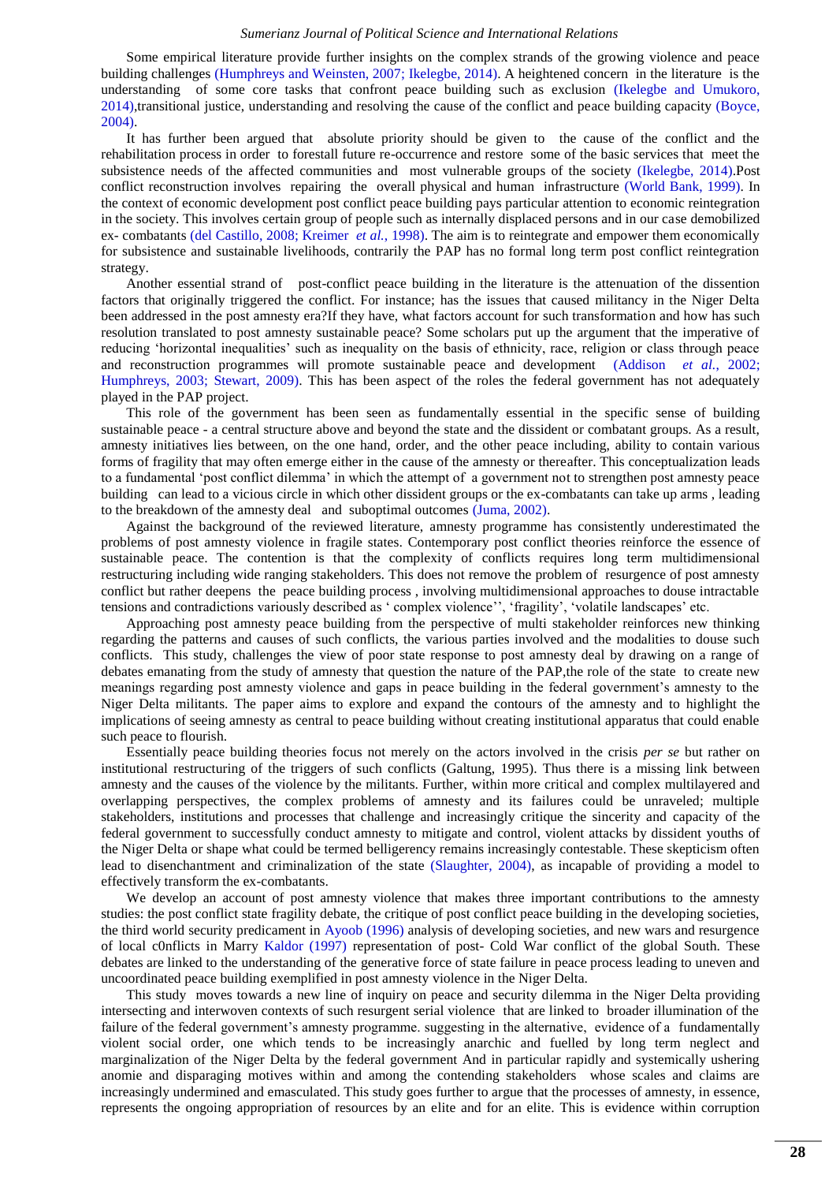Some empirical literature provide further insights on the complex strands of the growing violence and peace building challenges (Humphreys and Weinsten, 2007; Ikelegbe, 2014). A heightened concern in the literature is the understanding of some core tasks that confront peace building such as exclusion (Ikelegbe and Umukoro, 2014),transitional justice, understanding and resolving the cause of the conflict and peace building capacity (Boyce, 2004).

It has further been argued that absolute priority should be given to the cause of the conflict and the rehabilitation process in order to forestall future re-occurrence and restore some of the basic services that meet the subsistence needs of the affected communities and most vulnerable groups of the society (Ikelegbe, 2014).Post conflict reconstruction involves repairing the overall physical and human infrastructure (World Bank, 1999). In the context of economic development post conflict peace building pays particular attention to economic reintegration in the society. This involves certain group of people such as internally displaced persons and in our case demobilized ex- combatants (del Castillo, 2008; Kreimer *et al.*, 1998). The aim is to reintegrate and empower them economically for subsistence and sustainable livelihoods, contrarily the PAP has no formal long term post conflict reintegration strategy.

Another essential strand of post-conflict peace building in the literature is the attenuation of the dissention factors that originally triggered the conflict. For instance; has the issues that caused militancy in the Niger Delta been addressed in the post amnesty era?If they have, what factors account for such transformation and how has such resolution translated to post amnesty sustainable peace? Some scholars put up the argument that the imperative of reducing 'horizontal inequalities' such as inequality on the basis of ethnicity, race, religion or class through peace and reconstruction programmes will promote sustainable peace and development (Addison *et al.*, 2002; Humphreys, 2003; Stewart, 2009). This has been aspect of the roles the federal government has not adequately played in the PAP project.

This role of the government has been seen as fundamentally essential in the specific sense of building sustainable peace - a central structure above and beyond the state and the dissident or combatant groups. As a result, amnesty initiatives lies between, on the one hand, order, and the other peace including, ability to contain various forms of fragility that may often emerge either in the cause of the amnesty or thereafter. This conceptualization leads to a fundamental 'post conflict dilemma' in which the attempt of a government not to strengthen post amnesty peace building can lead to a vicious circle in which other dissident groups or the ex-combatants can take up arms , leading to the breakdown of the amnesty deal and suboptimal outcomes (Juma, 2002).

Against the background of the reviewed literature, amnesty programme has consistently underestimated the problems of post amnesty violence in fragile states. Contemporary post conflict theories reinforce the essence of sustainable peace. The contention is that the complexity of conflicts requires long term multidimensional restructuring including wide ranging stakeholders. This does not remove the problem of resurgence of post amnesty conflict but rather deepens the peace building process , involving multidimensional approaches to douse intractable tensions and contradictions variously described as ' complex violence'', 'fragility', 'volatile landscapes' etc.

Approaching post amnesty peace building from the perspective of multi stakeholder reinforces new thinking regarding the patterns and causes of such conflicts, the various parties involved and the modalities to douse such conflicts. This study, challenges the view of poor state response to post amnesty deal by drawing on a range of debates emanating from the study of amnesty that question the nature of the PAP,the role of the state to create new meanings regarding post amnesty violence and gaps in peace building in the federal government's amnesty to the Niger Delta militants. The paper aims to explore and expand the contours of the amnesty and to highlight the implications of seeing amnesty as central to peace building without creating institutional apparatus that could enable such peace to flourish.

Essentially peace building theories focus not merely on the actors involved in the crisis *per se* but rather on institutional restructuring of the triggers of such conflicts (Galtung, 1995). Thus there is a missing link between amnesty and the causes of the violence by the militants. Further, within more critical and complex multilayered and overlapping perspectives, the complex problems of amnesty and its failures could be unraveled; multiple stakeholders, institutions and processes that challenge and increasingly critique the sincerity and capacity of the federal government to successfully conduct amnesty to mitigate and control, violent attacks by dissident youths of the Niger Delta or shape what could be termed belligerency remains increasingly contestable. These skepticism often lead to disenchantment and criminalization of the state (Slaughter, 2004), as incapable of providing a model to effectively transform the ex-combatants.

We develop an account of post amnesty violence that makes three important contributions to the amnesty studies: the post conflict state fragility debate, the critique of post conflict peace building in the developing societies, the third world security predicament in Ayoob (1996) analysis of developing societies, and new wars and resurgence of local c0nflicts in Marry Kaldor (1997) representation of post- Cold War conflict of the global South. These debates are linked to the understanding of the generative force of state failure in peace process leading to uneven and uncoordinated peace building exemplified in post amnesty violence in the Niger Delta.

This study moves towards a new line of inquiry on peace and security dilemma in the Niger Delta providing intersecting and interwoven contexts of such resurgent serial violence that are linked to broader illumination of the failure of the federal government's amnesty programme. suggesting in the alternative, evidence of a fundamentally violent social order, one which tends to be increasingly anarchic and fuelled by long term neglect and marginalization of the Niger Delta by the federal government And in particular rapidly and systemically ushering anomie and disparaging motives within and among the contending stakeholders whose scales and claims are increasingly undermined and emasculated. This study goes further to argue that the processes of amnesty, in essence, represents the ongoing appropriation of resources by an elite and for an elite. This is evidence within corruption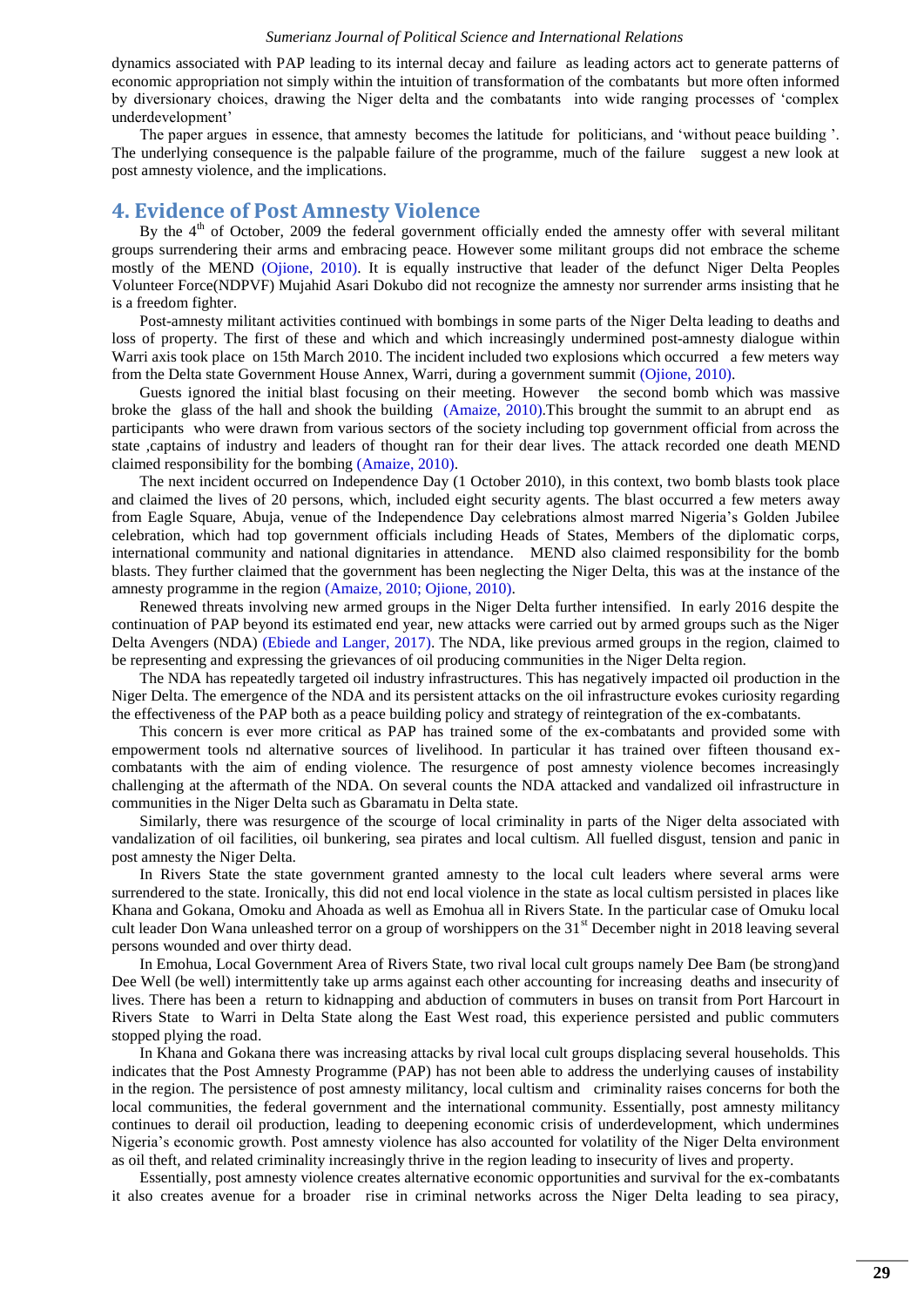dynamics associated with PAP leading to its internal decay and failure as leading actors act to generate patterns of economic appropriation not simply within the intuition of transformation of the combatants but more often informed by diversionary choices, drawing the Niger delta and the combatants into wide ranging processes of 'complex underdevelopment'

The paper argues in essence, that amnesty becomes the latitude for politicians, and 'without peace building '. The underlying consequence is the palpable failure of the programme, much of the failure suggest a new look at post amnesty violence, and the implications.

## 4. Evidence of Post Amnesty Violence

By the 4th of October, 2009 the federal government officially ended the amnesty offer with several militant groups surrendering their arms and embracing peace. However some militant groups did not embrace the scheme mostly of the MEND (Ojione, 2010). It is equally instructive that leader of the defunct Niger Delta Peoples Volunteer Force(NDPVF) Mujahid Asari Dokubo did not recognize the amnesty nor surrender arms insisting that he is a freedom fighter.

Post-amnesty militant activities continued with bombings in some parts of the Niger Delta leading to deaths and loss of property. The first of these and which and which increasingly undermined post-amnesty dialogue within Warri axis took place on 15th March 2010. The incident included two explosions which occurred a few meters way from the Delta state Government House Annex, Warri, during a government summit (Ojione, 2010).

Guests ignored the initial blast focusing on their meeting. However the second bomb which was massive broke the glass of the hall and shook the building (Amaize, 2010).This brought the summit to an abrupt end as participants who were drawn from various sectors of the society including top government official from across the state ,captains of industry and leaders of thought ran for their dear lives. The attack recorded one death MEND claimed responsibility for the bombing (Amaize, 2010).

The next incident occurred on Independence Day (1 October 2010), in this context, two bomb blasts took place and claimed the lives of 20 persons, which, included eight security agents. The blast occurred a few meters away from Eagle Square, Abuja, venue of the Independence Day celebrations almost marred Nigeria's Golden Jubilee celebration, which had top government officials including Heads of States, Members of the diplomatic corps, international community and national dignitaries in attendance. MEND also claimed responsibility for the bomb blasts. They further claimed that the government has been neglecting the Niger Delta, this was at the instance of the amnesty programme in the region (Amaize, 2010; Ojione, 2010).

Renewed threats involving new armed groups in the Niger Delta further intensified. In early 2016 despite the continuation of PAP beyond its estimated end year, new attacks were carried out by armed groups such as the Niger Delta Avengers (NDA) (Ebiede and Langer, 2017). The NDA, like previous armed groups in the region, claimed to be representing and expressing the grievances of oil producing communities in the Niger Delta region.

The NDA has repeatedly targeted oil industry infrastructures. This has negatively impacted oil production in the Niger Delta. The emergence of the NDA and its persistent attacks on the oil infrastructure evokes curiosity regarding the effectiveness of the PAP both as a peace building policy and strategy of reintegration of the ex-combatants.

This concern is ever more critical as PAP has trained some of the ex-combatants and provided some with empowerment tools nd alternative sources of livelihood. In particular it has trained over fifteen thousand ex-combatants with the aim of ending violence. The resurgence of post amnesty violence becomes increasingly challenging at the aftermath of the NDA. On several counts the NDA attacked and vandalized oil infrastructure in communities in the Niger Delta such as Gbaramatu in Delta state.

Similarly, there was resurgence of the scourge of local criminality in parts of the Niger delta associated with vandalization of oil facilities, oil bunkering, sea pirates and local cultism. All fuelled disgust, tension and panic in post amnesty the Niger Delta.

In Rivers State the state government granted amnesty to the local cult leaders where several arms were surrendered to the state. Ironically, this did not end local violence in the state as local cultism persisted in places like Khana and Gokana, Omoku and Ahoada as well as Emohua all in Rivers State. In the particular case of Omuku local cult leader Don Wana unleashed terror on a group of worshippers on the 31st December night in 2018 leaving several persons wounded and over thirty dead.

In Emohua, Local Government Area of Rivers State, two rival local cult groups namely Dee Bam (be strong)and Dee Well (be well) intermittently take up arms against each other accounting for increasing deaths and insecurity of lives. There has been a return to kidnapping and abduction of commuters in buses on transit from Port Harcourt in Rivers State to Warri in Delta State along the East West road, this experience persisted and public commuters stopped plying the road.

In Khana and Gokana there was increasing attacks by rival local cult groups displacing several households. This indicates that the Post Amnesty Programme (PAP) has not been able to address the underlying causes of instability in the region. The persistence of post amnesty militancy, local cultism and criminality raises concerns for both the local communities, the federal government and the international community. Essentially, post amnesty militancy continues to derail oil production, leading to deepening economic crisis of underdevelopment, which undermines Nigeria's economic growth. Post amnesty violence has also accounted for volatility of the Niger Delta environment as oil theft, and related criminality increasingly thrive in the region leading to insecurity of lives and property.

Essentially, post amnesty violence creates alternative economic opportunities and survival for the ex-combatants it also creates avenue for a broader rise in criminal networks across the Niger Delta leading to sea piracy,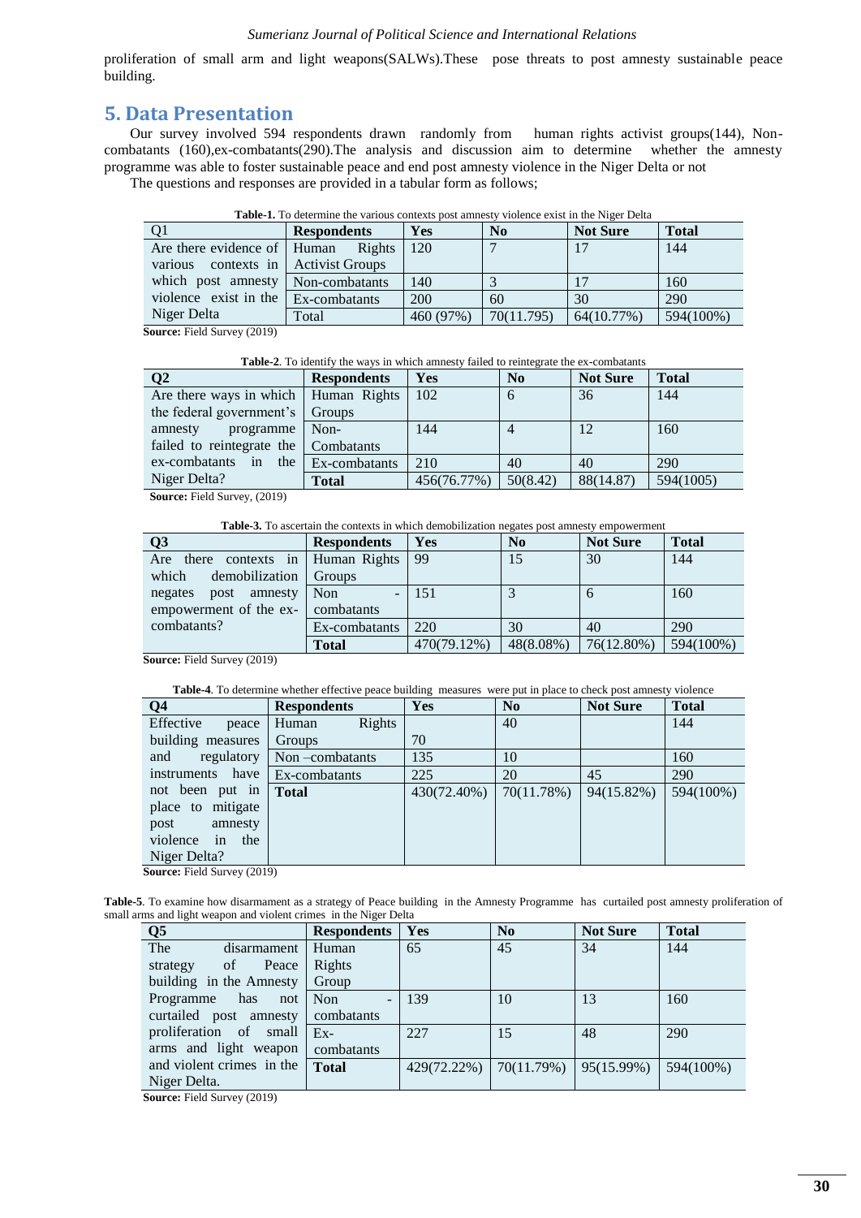proliferation of small arm and light weapons(SALWs).These pose threats to post amnesty sustainable peace building.

## 5. Data Presentation

Our survey involved 594 respondents drawn randomly from human rights activist groups(144), Non-combatants (160),ex-combatants(290).The analysis and discussion aim to determine whether the amnesty programme was able to foster sustainable peace and end post amnesty violence in the Niger Delta or not

The questions and responses are provided in a tabular form as follows;

**Table-1.** To determine the various contexts post amnesty violence exist in the Niger Delta

| Q1 | Respondents | Yes | No | Not Sure | Total |
|---|---|---|---|---|---|
| Are there evidence of various contexts in which post amnesty violence exist in the Niger Delta | Human Rights Activist Groups | 120 | 7 | 17 | 144 |
| | Non-combatants | 140 | 3 | 17 | 160 |
| | Ex-combatants | 200 | 60 | 30 | 290 |
| | Total | 460 (97%) | 70(11.795) | 64(10.77%) | 594(100%) |

**Source:** Field Survey (2019)

**Table-2**. To identify the ways in which amnesty failed to reintegrate the ex-combatants

| Q2 | Respondents | Yes | No | Not Sure | Total |
|---|---|---|---|---|---|
| Are there ways in which the federal government's amnesty programme failed to reintegrate the ex-combatants in the Niger Delta? | Human Rights Groups | 102 | 6 | 36 | 144 |
| | Non-Combatants | 144 | 4 | 12 | 160 |
| | Ex-combatants | 210 | 40 | 40 | 290 |
| | **Total** | 456(76.77%) | 50(8.42) | 88(14.87) | 594(1005) |

**Source:** Field Survey, (2019)

**Table-3.** To ascertain the contexts in which demobilization negates post amnesty empowerment

| Q3 | Respondents | Yes | No | Not Sure | Total |
|---|---|---|---|---|---|
| Are there contexts in which demobilization negates post amnesty empowerment of the ex-combatants? | Human Rights Groups | 99 | 15 | 30 | 144 |
| | Non - combatants | 151 | 3 | 6 | 160 |
| | Ex-combatants | 220 | 30 | 40 | 290 |
| | **Total** | 470(79.12%) | 48(8.08%) | 76(12.80%) | 594(100%) |

**Source:** Field Survey (2019)

**Table-4**. To determine whether effective peace building measures were put in place to check post amnesty violence

| Q4 | Respondents | Yes | No | Not Sure | Total |
|---|---|---|---|---|---|
| Effective peace building measures and regulatory instruments have not been put in place to mitigate post amnesty violence in the Niger Delta? | Human Rights Groups | 70 | 40 | | 144 |
| | Non –combatants | 135 | 10 | | 160 |
| | Ex-combatants | 225 | 20 | 45 | 290 |
| | **Total** | 430(72.40%) | 70(11.78%) | 94(15.82%) | 594(100%) |

**Source:** Field Survey (2019)

**Table-5**. To examine how disarmament as a strategy of Peace building in the Amnesty Programme has curtailed post amnesty proliferation of small arms and light weapon and violent crimes in the Niger Delta

| Q5 | Respondents | Yes | No | Not Sure | Total |
|---|---|---|---|---|---|
| The disarmament strategy of Peace building in the Amnesty Programme has not curtailed post amnesty proliferation of small arms and light weapon and violent crimes in the Niger Delta. | Human Rights Group | 65 | 45 | 34 | 144 |
| | Non - combatants | 139 | 10 | 13 | 160 |
| | Ex-combatants | 227 | 15 | 48 | 290 |
| | **Total** | 429(72.22%) | 70(11.79%) | 95(15.99%) | 594(100%) |

**Source:** Field Survey (2019)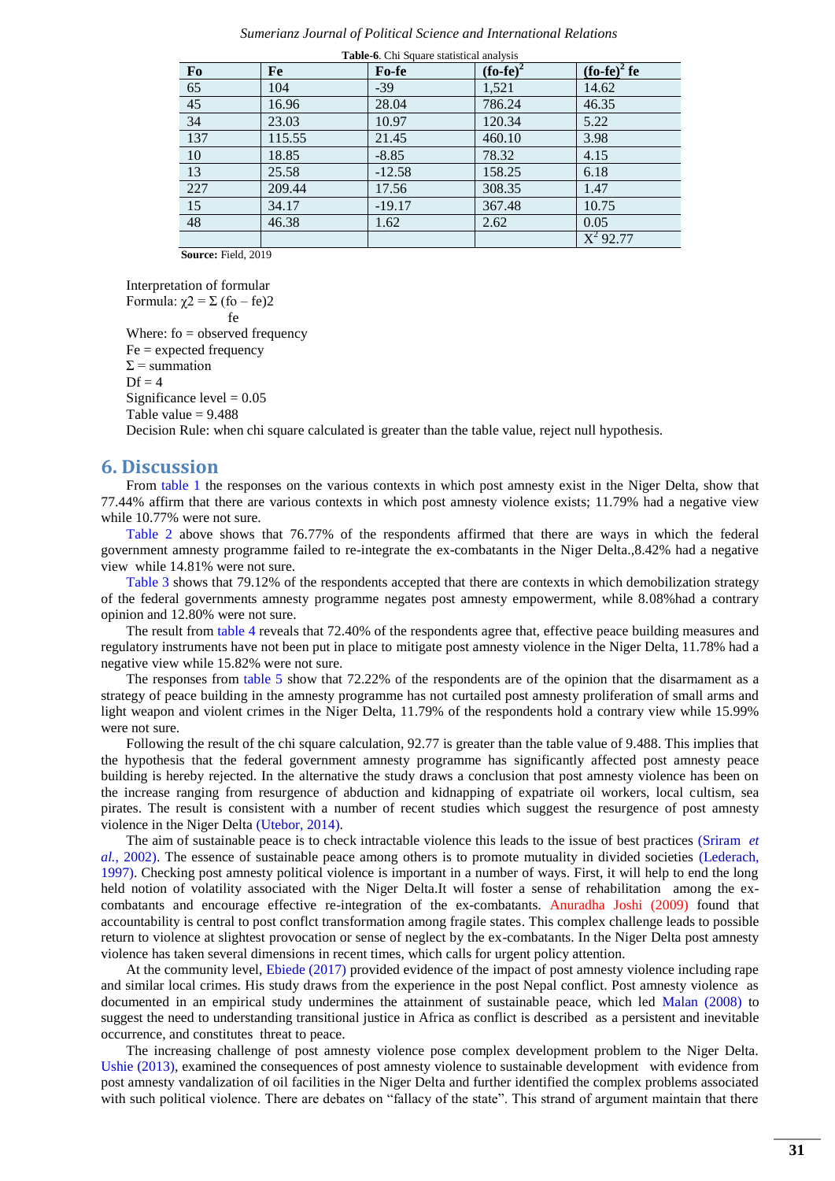**Table-6**. Chi Square statistical analysis

| Fo | Fe | Fo-fe | $(fo-fe)^2$ | $(fo-fe)^2$ fe |
|---|---|---|---|---|
| 65 | 104 | -39 | 1,521 | 14.62 |
| 45 | 16.96 | 28.04 | 786.24 | 46.35 |
| 34 | 23.03 | 10.97 | 120.34 | 5.22 |
| 137 | 115.55 | 21.45 | 460.10 | 3.98 |
| 10 | 18.85 | -8.85 | 78.32 | 4.15 |
| 13 | 25.58 | -12.58 | 158.25 | 6.18 |
| 227 | 209.44 | 17.56 | 308.35 | 1.47 |
| 15 | 34.17 | -19.17 | 367.48 | 10.75 |
| 48 | 46.38 | 1.62 | 2.62 | 0.05 |
| | | | | $X^2$ 92.77 |

**Source:** Field, 2019

Interpretation of formular

Formula: $\chi 2 = \Sigma \frac{(fo - fe)2}{fe}$

Where: fo = observed frequency

Fe = expected frequency

Σ = summation

Df = 4

Significance level = 0.05

Table value = 9.488

Decision Rule: when chi square calculated is greater than the table value, reject null hypothesis.

## 6. Discussion

From table 1 the responses on the various contexts in which post amnesty exist in the Niger Delta, show that 77.44% affirm that there are various contexts in which post amnesty violence exists; 11.79% had a negative view while 10.77% were not sure.

Table 2 above shows that 76.77% of the respondents affirmed that there are ways in which the federal government amnesty programme failed to re-integrate the ex-combatants in the Niger Delta.,8.42% had a negative view while 14.81% were not sure.

Table 3 shows that 79.12% of the respondents accepted that there are contexts in which demobilization strategy of the federal governments amnesty programme negates post amnesty empowerment, while 8.08%had a contrary opinion and 12.80% were not sure.

The result from table 4 reveals that 72.40% of the respondents agree that, effective peace building measures and regulatory instruments have not been put in place to mitigate post amnesty violence in the Niger Delta, 11.78% had a negative view while 15.82% were not sure.

The responses from table 5 show that 72.22% of the respondents are of the opinion that the disarmament as a strategy of peace building in the amnesty programme has not curtailed post amnesty proliferation of small arms and light weapon and violent crimes in the Niger Delta, 11.79% of the respondents hold a contrary view while 15.99% were not sure.

Following the result of the chi square calculation, 92.77 is greater than the table value of 9.488. This implies that the hypothesis that the federal government amnesty programme has significantly affected post amnesty peace building is hereby rejected. In the alternative the study draws a conclusion that post amnesty violence has been on the increase ranging from resurgence of abduction and kidnapping of expatriate oil workers, local cultism, sea pirates. The result is consistent with a number of recent studies which suggest the resurgence of post amnesty violence in the Niger Delta (Utebor, 2014).

The aim of sustainable peace is to check intractable violence this leads to the issue of best practices (Sriram *et al.*, 2002). The essence of sustainable peace among others is to promote mutuality in divided societies (Lederach, 1997). Checking post amnesty political violence is important in a number of ways. First, it will help to end the long held notion of volatility associated with the Niger Delta.It will foster a sense of rehabilitation among the ex-combatants and encourage effective re-integration of the ex-combatants. Anuradha Joshi (2009) found that accountability is central to post conflct transformation among fragile states. This complex challenge leads to possible return to violence at slightest provocation or sense of neglect by the ex-combatants. In the Niger Delta post amnesty violence has taken several dimensions in recent times, which calls for urgent policy attention.

At the community level, Ebiede (2017) provided evidence of the impact of post amnesty violence including rape and similar local crimes. His study draws from the experience in the post Nepal conflict. Post amnesty violence as documented in an empirical study undermines the attainment of sustainable peace, which led Malan (2008) to suggest the need to understanding transitional justice in Africa as conflict is described as a persistent and inevitable occurrence, and constitutes threat to peace.

The increasing challenge of post amnesty violence pose complex development problem to the Niger Delta. Ushie (2013), examined the consequences of post amnesty violence to sustainable development with evidence from post amnesty vandalization of oil facilities in the Niger Delta and further identified the complex problems associated with such political violence. There are debates on "fallacy of the state". This strand of argument maintain that there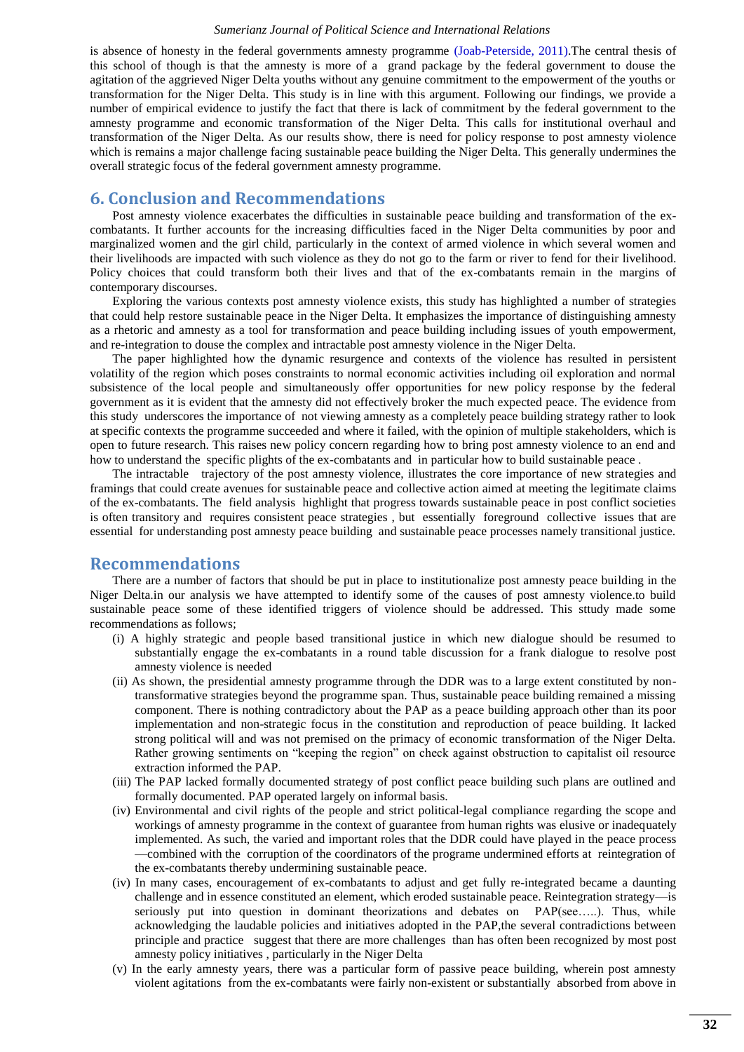is absence of honesty in the federal governments amnesty programme (Joab-Peterside, 2011).The central thesis of this school of though is that the amnesty is more of a grand package by the federal government to douse the agitation of the aggrieved Niger Delta youths without any genuine commitment to the empowerment of the youths or transformation for the Niger Delta. This study is in line with this argument. Following our findings, we provide a number of empirical evidence to justify the fact that there is lack of commitment by the federal government to the amnesty programme and economic transformation of the Niger Delta. This calls for institutional overhaul and transformation of the Niger Delta. As our results show, there is need for policy response to post amnesty violence which is remains a major challenge facing sustainable peace building the Niger Delta. This generally undermines the overall strategic focus of the federal government amnesty programme.

## 6. Conclusion and Recommendations

Post amnesty violence exacerbates the difficulties in sustainable peace building and transformation of the ex-combatants. It further accounts for the increasing difficulties faced in the Niger Delta communities by poor and marginalized women and the girl child, particularly in the context of armed violence in which several women and their livelihoods are impacted with such violence as they do not go to the farm or river to fend for their livelihood. Policy choices that could transform both their lives and that of the ex-combatants remain in the margins of contemporary discourses.

Exploring the various contexts post amnesty violence exists, this study has highlighted a number of strategies that could help restore sustainable peace in the Niger Delta. It emphasizes the importance of distinguishing amnesty as a rhetoric and amnesty as a tool for transformation and peace building including issues of youth empowerment, and re-integration to douse the complex and intractable post amnesty violence in the Niger Delta.

The paper highlighted how the dynamic resurgence and contexts of the violence has resulted in persistent volatility of the region which poses constraints to normal economic activities including oil exploration and normal subsistence of the local people and simultaneously offer opportunities for new policy response by the federal government as it is evident that the amnesty did not effectively broker the much expected peace. The evidence from this study underscores the importance of not viewing amnesty as a completely peace building strategy rather to look at specific contexts the programme succeeded and where it failed, with the opinion of multiple stakeholders, which is open to future research. This raises new policy concern regarding how to bring post amnesty violence to an end and how to understand the specific plights of the ex-combatants and in particular how to build sustainable peace .

The intractable trajectory of the post amnesty violence, illustrates the core importance of new strategies and framings that could create avenues for sustainable peace and collective action aimed at meeting the legitimate claims of the ex-combatants. The field analysis highlight that progress towards sustainable peace in post conflict societies is often transitory and requires consistent peace strategies , but essentially foreground collective issues that are essential for understanding post amnesty peace building and sustainable peace processes namely transitional justice.

## Recommendations

There are a number of factors that should be put in place to institutionalize post amnesty peace building in the Niger Delta.in our analysis we have attempted to identify some of the causes of post amnesty violence.to build sustainable peace some of these identified triggers of violence should be addressed. This sttudy made some recommendations as follows;

(i) A highly strategic and people based transitional justice in which new dialogue should be resumed to substantially engage the ex-combatants in a round table discussion for a frank dialogue to resolve post amnesty violence is needed

(ii) As shown, the presidential amnesty programme through the DDR was to a large extent constituted by non-transformative strategies beyond the programme span. Thus, sustainable peace building remained a missing component. There is nothing contradictory about the PAP as a peace building approach other than its poor implementation and non-strategic focus in the constitution and reproduction of peace building. It lacked strong political will and was not premised on the primacy of economic transformation of the Niger Delta. Rather growing sentiments on "keeping the region" on check against obstruction to capitalist oil resource extraction informed the PAP.

(iii) The PAP lacked formally documented strategy of post conflict peace building such plans are outlined and formally documented. PAP operated largely on informal basis.

(iv) Environmental and civil rights of the people and strict political-legal compliance regarding the scope and workings of amnesty programme in the context of guarantee from human rights was elusive or inadequately implemented. As such, the varied and important roles that the DDR could have played in the peace process —combined with the corruption of the coordinators of the programe undermined efforts at reintegration of the ex-combatants thereby undermining sustainable peace.

(iv) In many cases, encouragement of ex-combatants to adjust and get fully re-integrated became a daunting challenge and in essence constituted an element, which eroded sustainable peace. Reintegration strategy—is seriously put into question in dominant theorizations and debates on PAP(see…..). Thus, while acknowledging the laudable policies and initiatives adopted in the PAP,the several contradictions between principle and practice suggest that there are more challenges than has often been recognized by most post amnesty policy initiatives , particularly in the Niger Delta

(v) In the early amnesty years, there was a particular form of passive peace building, wherein post amnesty violent agitations from the ex-combatants were fairly non-existent or substantially absorbed from above in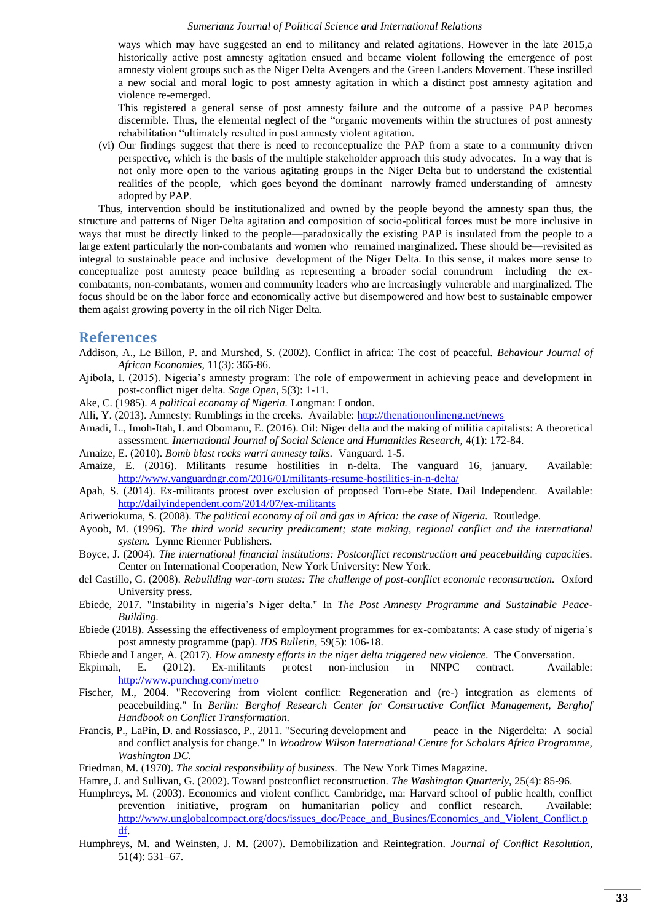ways which may have suggested an end to militancy and related agitations. However in the late 2015,a historically active post amnesty agitation ensued and became violent following the emergence of post amnesty violent groups such as the Niger Delta Avengers and the Green Landers Movement. These instilled a new social and moral logic to post amnesty agitation in which a distinct post amnesty agitation and violence re-emerged.

This registered a general sense of post amnesty failure and the outcome of a passive PAP becomes discernible. Thus, the elemental neglect of the "organic movements within the structures of post amnesty rehabilitation "ultimately resulted in post amnesty violent agitation.

(vi) Our findings suggest that there is need to reconceptualize the PAP from a state to a community driven perspective, which is the basis of the multiple stakeholder approach this study advocates. In a way that is not only more open to the various agitating groups in the Niger Delta but to understand the existential realities of the people, which goes beyond the dominant narrowly framed understanding of amnesty adopted by PAP.

Thus, intervention should be institutionalized and owned by the people beyond the amnesty span thus, the structure and patterns of Niger Delta agitation and composition of socio-political forces must be more inclusive in ways that must be directly linked to the people—paradoxically the existing PAP is insulated from the people to a large extent particularly the non-combatants and women who remained marginalized. These should be—revisited as integral to sustainable peace and inclusive development of the Niger Delta. In this sense, it makes more sense to conceptualize post amnesty peace building as representing a broader social conundrum including the ex-combatants, non-combatants, women and community leaders who are increasingly vulnerable and marginalized. The focus should be on the labor force and economically active but disempowered and how best to sustainable empower them agaist growing poverty in the oil rich Niger Delta.

## References

Addison, A., Le Billon, P. and Murshed, S. (2002). Conflict in africa: The cost of peaceful. *Behaviour Journal of African Economies,* 11(3): 365-86.

Ajibola, I. (2015). Nigeria's amnesty program: The role of empowerment in achieving peace and development in post-conflict niger delta. *Sage Open,* 5(3): 1-11.

Ake, C. (1985). *A political economy of Nigeria.* Longman: London.

Alli, Y. (2013). Amnesty: Rumblings in the creeks. Available: http://thenationonlineng.net/news

Amadi, L., Imoh-Itah, I. and Obomanu, E. (2016). Oil: Niger delta and the making of militia capitalists: A theoretical assessment. *International Journal of Social Science and Humanities Research,* 4(1): 172-84.

Amaize, E. (2010). *Bomb blast rocks warri amnesty talks.* Vanguard. 1-5.

Amaize, E. (2016). Militants resume hostilities in n-delta. The vanguard 16, january. Available: http://www.vanguardngr.com/2016/01/militants-resume-hostilities-in-n-delta/

Apah, S. (2014). Ex-militants protest over exclusion of proposed Toru-ebe State. Dail Independent. Available: http://dailyindependent.com/2014/07/ex-militants

Ariweriokuma, S. (2008). *The political economy of oil and gas in Africa: the case of Nigeria.* Routledge.

Ayoob, M. (1996). *The third world security predicament; state making, regional conflict and the international system.* Lynne Rienner Publishers.

Boyce, J. (2004). *The international financial institutions: Postconflict reconstruction and peacebuilding capacities.* Center on International Cooperation, New York University: New York.

del Castillo, G. (2008). *Rebuilding war-torn states: The challenge of post-conflict economic reconstruction.* Oxford University press.

Ebiede, 2017. "Instability in nigeria's Niger delta." In *The Post Amnesty Programme and Sustainable Peace-Building.*

Ebiede (2018). Assessing the effectiveness of employment programmes for ex-combatants: A case study of nigeria's post amnesty programme (pap). *IDS Bulletin,* 59(5): 106-18.

Ebiede and Langer, A. (2017). *How amnesty efforts in the niger delta triggered new violence.* The Conversation.

Ekpimah, E. (2012). Ex-militants protest non-inclusion in NNPC contract. Available: http://www.punchng.com/metro

Fischer, M., 2004. "Recovering from violent conflict: Regeneration and (re-) integration as elements of peacebuilding." In *Berlin: Berghof Research Center for Constructive Conflict Management, Berghof Handbook on Conflict Transformation.*

Francis, P., LaPin, D. and Rossiasco, P., 2011. "Securing development and peace in the Nigerdelta: A social and conflict analysis for change." In *Woodrow Wilson International Centre for Scholars Africa Programme, Washington DC.*

Friedman, M. (1970). *The social responsibility of business.* The New York Times Magazine.

Hamre, J. and Sullivan, G. (2002). Toward postconflict reconstruction. *The Washington Quarterly,* 25(4): 85-96.

Humphreys, M. (2003). Economics and violent conflict. Cambridge, ma: Harvard school of public health, conflict prevention initiative, program on humanitarian policy and conflict research. Available: http://www.unglobalcompact.org/docs/issues_doc/Peace_and_Busines/Economics_and_Violent_Conflict.pdf.

Humphreys, M. and Weinsten, J. M. (2007). Demobilization and Reintegration. *Journal of Conflict Resolution,* 51(4): 531–67.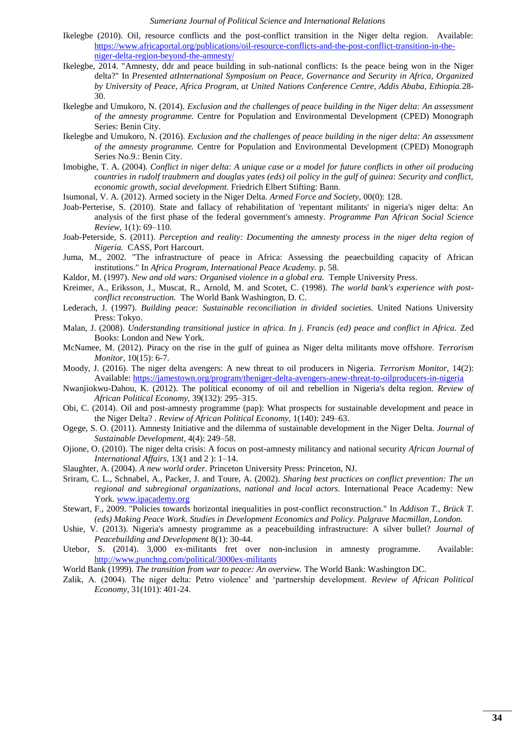Ikelegbe (2010). Oil, resource conflicts and the post-conflict transition in the Niger delta region. Available: https://www.africaportal.org/publications/oil-resource-conflicts-and-the-post-conflict-transition-in-the-niger-delta-region-beyond-the-amnesty/

Ikelegbe, 2014. "Amnesty, ddr and peace building in sub-national conflicts: Is the peace being won in the Niger delta?" In *Presented atInternational Symposium on Peace, Governance and Security in Africa, Organized by University of Peace, Africa Program, at United Nations Conference Centre, Addis Ababa, Ethiopia.*28-30.

Ikelegbe and Umukoro, N. (2014). *Exclusion and the challenges of peace building in the Niger delta: An assessment of the amnesty programme.* Centre for Population and Environmental Development (CPED) Monograph Series: Benin City.

Ikelegbe and Umukoro, N. (2016). *Exclusion and the challenges of peace building in the niger delta: An assessment of the amnesty programme.* Centre for Population and Environmental Development (CPED) Monograph Series No.9.: Benin City.

Imobighe, T. A. (2004). *Conflict in niger delta: A unique case or a model for future conflicts in other oil producing countries in rudolf traubmern and douglas yates (eds) oil policy in the gulf of guinea: Security and conflict, economic growth, social development.* Friedrich Elbert Stifting: Bann.

Isumonal, V. A. (2012). Armed society in the Niger Delta. *Armed Force and Society*, 00(0): 128.

Joab-Perterise, S. (2010). State and fallacy of rehabilitation of 'repentant militants' in nigeria's niger delta: An analysis of the first phase of the federal government's amnesty. *Programme Pan African Social Science Review,* 1(1): 69–110.

Joab-Peterside, S. (2011). *Perception and reality: Documenting the amnesty process in the niger delta region of Nigeria.* CASS, Port Harcourt.

Juma, M., 2002. "The infrastructure of peace in Africa: Assessing the peaecbuilding capacity of African institutions." In *Africa Program, International Peace Academy.* p. 58.

Kaldor, M. (1997). *New and old wars: Organised violence in a global era.* Temple University Press.

Kreimer, A., Eriksson, J., Muscat, R., Arnold, M. and Scotet, C. (1998). *The world bank's experience with post-conflict reconstruction.* The World Bank Washington, D. C.

Lederach, J. (1997). *Building peace: Sustainable reconciliation in divided societies.* United Nations University Press: Tokyo.

Malan, J. (2008). *Understanding transitional justice in africa. In j. Francis (ed) peace and conflict in Africa.* Zed Books: London and New York.

McNamee, M. (2012). Piracy on the rise in the gulf of guinea as Niger delta militants move offshore. *Terrorism Monitor,* 10(15): 6-7.

Moody, J. (2016). The niger delta avengers: A new threat to oil producers in Nigeria. *Terrorism Monitor,* 14(2): Available: https://jamestown.org/program/theniger-delta-avengers-anew-threat-to-oilproducers-in-nigeria

Nwanjiokwu-Dahou, K. (2012). The political economy of oil and rebellion in Nigeria's delta region. *Review of African Political Economy,* 39(132): 295–315.

Obi, C. (2014). Oil and post-amnesty programme (pap): What prospects for sustainable development and peace in the Niger Delta? . *Review of African Political Economy,* 1(140): 249–63.

Ogege, S. O. (2011). Amnesty Initiative and the dilemma of sustainable development in the Niger Delta. *Journal of Sustainable Development,* 4(4): 249–58.

Ojione, O. (2010). The niger delta crisis: A focus on post-amnesty militancy and national security *African Journal of International Affairs,* 13(1 and 2 ): 1–14.

Slaughter, A. (2004). *A new world order.* Princeton University Press: Princeton, NJ.

Sriram, C. L., Schnabel, A., Packer, J. and Toure, A. (2002). *Sharing best practices on conflict prevention: The un regional and subregional organizations, national and local actors.* International Peace Academy: New York. www.ipacademy.org

Stewart, F., 2009. "Policies towards horizontal inequalities in post-conflict reconstruction." In *Addison T., Brück T. (eds) Making Peace Work. Studies in Development Economics and Policy. Palgrave Macmillan, London.*

Ushie, V. (2013). Nigeria's amnesty programme as a peacebuilding infrastructure: A silver bullet? *Journal of Peacebuilding and Development* 8(1): 30-44.

Utebor, S. (2014). 3,000 ex-militants fret over non-inclusion in amnesty programme. Available: http://www.punchng.com/political/3000ex-militants

World Bank (1999). *The transition from war to peace: An overview.* The World Bank: Washington DC.

Zalik, A. (2004). The niger delta: Petro violence' and 'partnership development. *Review of African Political Economy,* 31(101): 401-24.